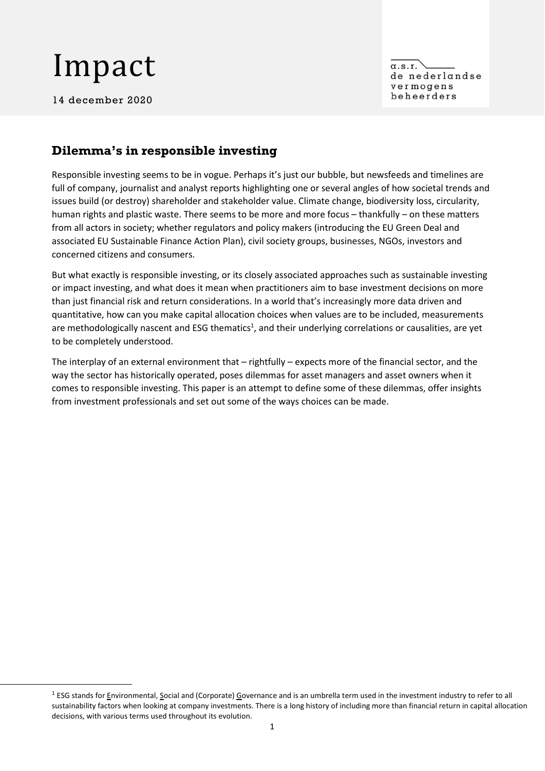# Impact

14 december 2020

a.s.r. de nederlandse vermogens beheerders

## Dilemma's in responsible investing

Responsible investing seems to be in vogue. Perhaps it's just our bubble, but newsfeeds and timelines are full of company, journalist and analyst reports highlighting one or several angles of how societal trends and issues build (or destroy) shareholder and stakeholder value. Climate change, biodiversity loss, circularity, human rights and plastic waste. There seems to be more and more focus – thankfully – on these matters from all actors in society; whether regulators and policy makers (introducing the EU Green Deal and associated EU Sustainable Finance Action Plan), civil society groups, businesses, NGOs, investors and concerned citizens and consumers.

But what exactly is responsible investing, or its closely associated approaches such as sustainable investing or impact investing, and what does it mean when practitioners aim to base investment decisions on more than just financial risk and return considerations. In a world that's increasingly more data driven and quantitative, how can you make capital allocation choices when values are to be included, measurements are methodologically nascent and ESG thematics[1], and their underlying correlations or causalities, are yet to be completely understood.

The interplay of an external environment that – rightfully – expects more of the financial sector, and the way the sector has historically operated, poses dilemmas for asset managers and asset owners when it comes to responsible investing. This paper is an attempt to define some of these dilemmas, offer insights from investment professionals and set out some of the ways choices can be made.

[1] ESG stands for Environmental, Social and (Corporate) Governance and is an umbrella term used in the investment industry to refer to all sustainability factors when looking at company investments. There is a long history of including more than financial return in capital allocation decisions, with various terms used throughout its evolution.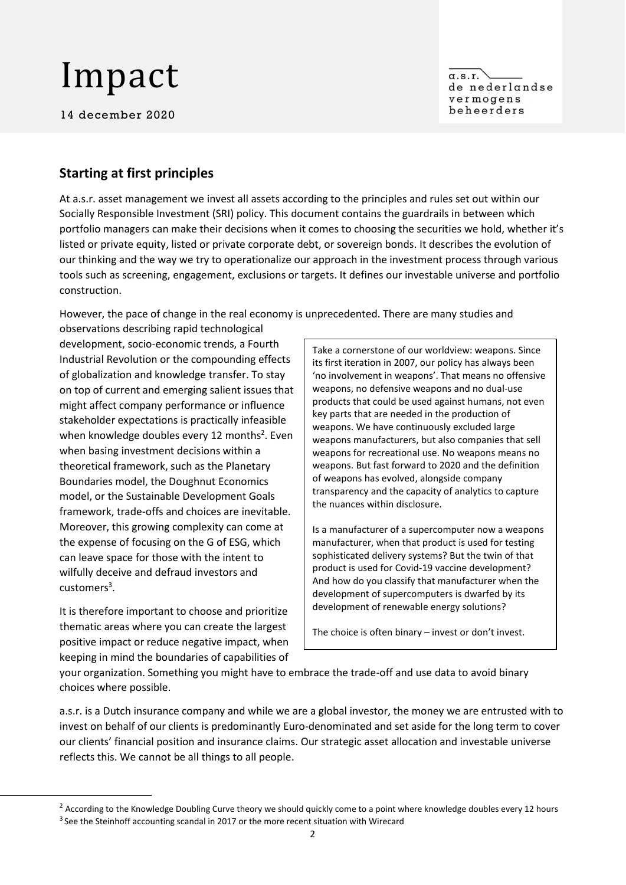## Starting at first principles

At a.s.r. asset management we invest all assets according to the principles and rules set out within our Socially Responsible Investment (SRI) policy. This document contains the guardrails in between which portfolio managers can make their decisions when it comes to choosing the securities we hold, whether it's listed or private equity, listed or private corporate debt, or sovereign bonds. It describes the evolution of our thinking and the way we try to operationalize our approach in the investment process through various tools such as screening, engagement, exclusions or targets. It defines our investable universe and portfolio construction.

However, the pace of change in the real economy is unprecedented. There are many studies and observations describing rapid technological development, socio-economic trends, a Fourth Industrial Revolution or the compounding effects of globalization and knowledge transfer. To stay on top of current and emerging salient issues that might affect company performance or influence stakeholder expectations is practically infeasible when knowledge doubles every 12 months[2]. Even when basing investment decisions within a theoretical framework, such as the Planetary Boundaries model, the Doughnut Economics model, or the Sustainable Development Goals framework, trade-offs and choices are inevitable. Moreover, this growing complexity can come at the expense of focusing on the G of ESG, which can leave space for those with the intent to wilfully deceive and defraud investors and customers[3].

It is therefore important to choose and prioritize thematic areas where you can create the largest positive impact or reduce negative impact, when keeping in mind the boundaries of capabilities of your organization. Something you might have to embrace the trade-off and use data to avoid binary choices where possible.

> Take a cornerstone of our worldview: weapons. Since its first iteration in 2007, our policy has always been 'no involvement in weapons'. That means no offensive weapons, no defensive weapons and no dual-use products that could be used against humans, not even key parts that are needed in the production of weapons. We have continuously excluded large weapons manufacturers, but also companies that sell weapons for recreational use. No weapons means no weapons. But fast forward to 2020 and the definition of weapons has evolved, alongside company transparency and the capacity of analytics to capture the nuances within disclosure.
>
> Is a manufacturer of a supercomputer now a weapons manufacturer, when that product is used for testing sophisticated delivery systems? But the twin of that product is used for Covid-19 vaccine development? And how do you classify that manufacturer when the development of supercomputers is dwarfed by its development of renewable energy solutions?
>
> The choice is often binary – invest or don't invest.

a.s.r. is a Dutch insurance company and while we are a global investor, the money we are entrusted with to invest on behalf of our clients is predominantly Euro-denominated and set aside for the long term to cover our clients' financial position and insurance claims. Our strategic asset allocation and investable universe reflects this. We cannot be all things to all people.

---

[2] According to the Knowledge Doubling Curve theory we should quickly come to a point where knowledge doubles every 12 hours

[3] See the Steinhoff accounting scandal in 2017 or the more recent situation with Wirecard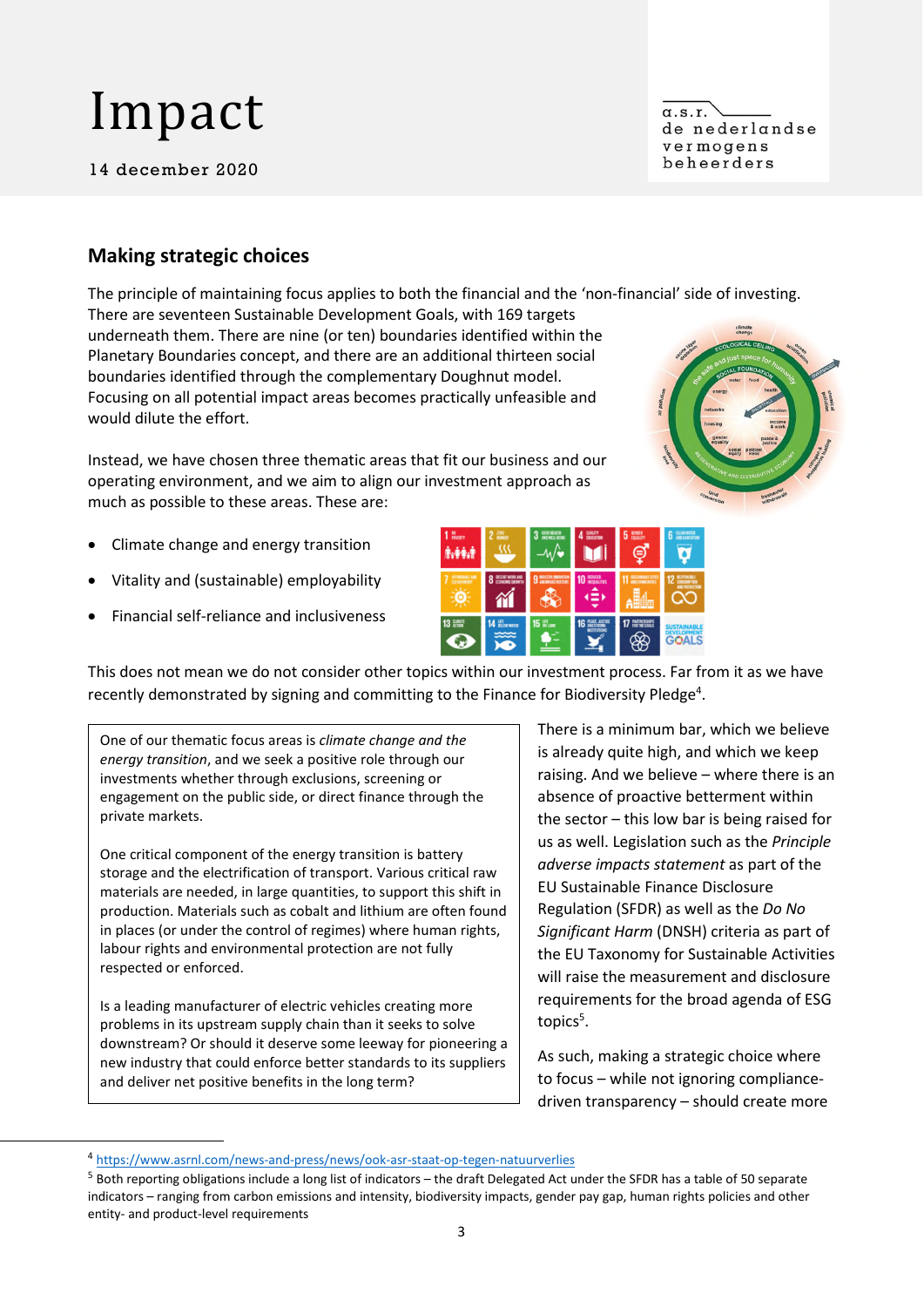## Making strategic choices

The principle of maintaining focus applies to both the financial and the 'non-financial' side of investing. There are seventeen Sustainable Development Goals, with 169 targets underneath them. There are nine (or ten) boundaries identified within the Planetary Boundaries concept, and there are an additional thirteen social boundaries identified through the complementary Doughnut model. Focusing on all potential impact areas becomes practically unfeasible and would dilute the effort.

Instead, we have chosen three thematic areas that fit our business and our operating environment, and we aim to align our investment approach as much as possible to these areas. These are:

- Climate change and energy transition
- Vitality and (sustainable) employability
- Financial self-reliance and inclusiveness

This does not mean we do not consider other topics within our investment process. Far from it as we have recently demonstrated by signing and committing to the Finance for Biodiversity Pledge[4].

> One of our thematic focus areas is *climate change and the energy transition*, and we seek a positive role through our investments whether through exclusions, screening or engagement on the public side, or direct finance through the private markets.
>
> One critical component of the energy transition is battery storage and the electrification of transport. Various critical raw materials are needed, in large quantities, to support this shift in production. Materials such as cobalt and lithium are often found in places (or under the control of regimes) where human rights, labour rights and environmental protection are not fully respected or enforced.
>
> Is a leading manufacturer of electric vehicles creating more problems in its upstream supply chain than it seeks to solve downstream? Or should it deserve some leeway for pioneering a new industry that could enforce better standards to its suppliers and deliver net positive benefits in the long term?

There is a minimum bar, which we believe is already quite high, and which we keep raising. And we believe – where there is an absence of proactive betterment within the sector – this low bar is being raised for us as well. Legislation such as the *Principle adverse impacts statement* as part of the EU Sustainable Finance Disclosure Regulation (SFDR) as well as the *Do No Significant Harm* (DNSH) criteria as part of the EU Taxonomy for Sustainable Activities will raise the measurement and disclosure requirements for the broad agenda of ESG topics[5].

As such, making a strategic choice where to focus – while not ignoring compliance-driven transparency – should create more

[4] https://www.asrnl.com/news-and-press/news/ook-asr-staat-op-tegen-natuurverlies

[5] Both reporting obligations include a long list of indicators – the draft Delegated Act under the SFDR has a table of 50 separate indicators – ranging from carbon emissions and intensity, biodiversity impacts, gender pay gap, human rights policies and other entity- and product-level requirements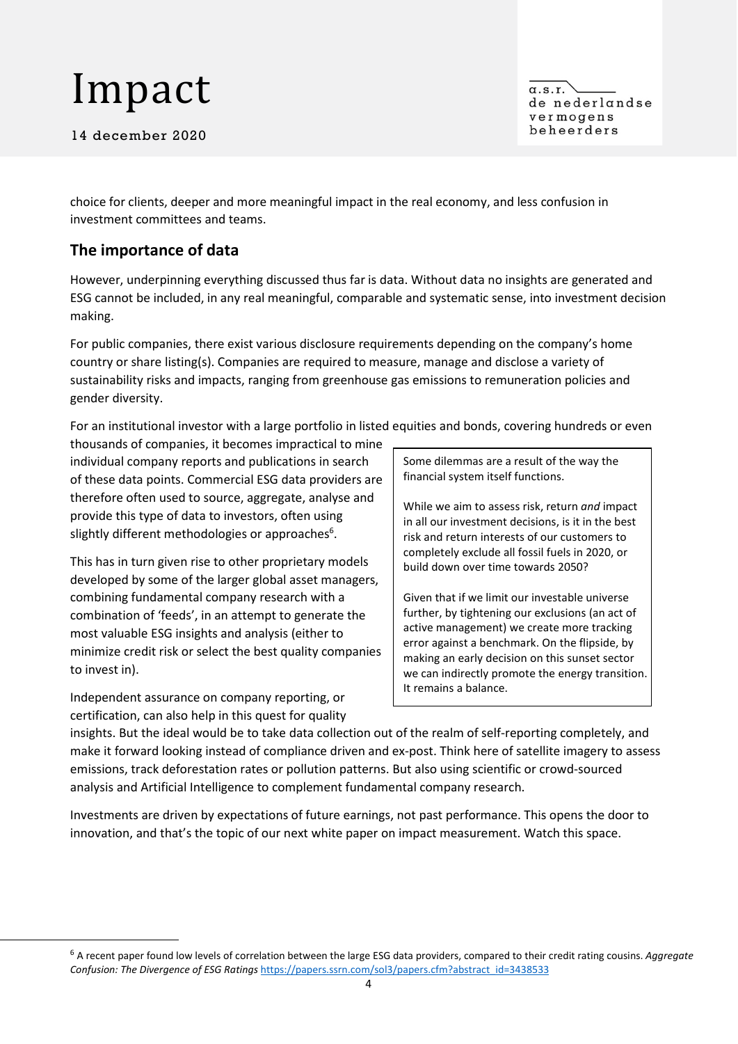choice for clients, deeper and more meaningful impact in the real economy, and less confusion in investment committees and teams.

## The importance of data

However, underpinning everything discussed thus far is data. Without data no insights are generated and ESG cannot be included, in any real meaningful, comparable and systematic sense, into investment decision making.

For public companies, there exist various disclosure requirements depending on the company's home country or share listing(s). Companies are required to measure, manage and disclose a variety of sustainability risks and impacts, ranging from greenhouse gas emissions to remuneration policies and gender diversity.

For an institutional investor with a large portfolio in listed equities and bonds, covering hundreds or even thousands of companies, it becomes impractical to mine individual company reports and publications in search of these data points. Commercial ESG data providers are therefore often used to source, aggregate, analyse and provide this type of data to investors, often using slightly different methodologies or approaches[6].

This has in turn given rise to other proprietary models developed by some of the larger global asset managers, combining fundamental company research with a combination of 'feeds', in an attempt to generate the most valuable ESG insights and analysis (either to minimize credit risk or select the best quality companies to invest in).

Independent assurance on company reporting, or certification, can also help in this quest for quality insights. But the ideal would be to take data collection out of the realm of self-reporting completely, and make it forward looking instead of compliance driven and ex-post. Think here of satellite imagery to assess emissions, track deforestation rates or pollution patterns. But also using scientific or crowd-sourced analysis and Artificial Intelligence to complement fundamental company research.

> Some dilemmas are a result of the way the financial system itself functions.
>
> While we aim to assess risk, return *and* impact in all our investment decisions, is it in the best risk and return interests of our customers to completely exclude all fossil fuels in 2020, or build down over time towards 2050?
>
> Given that if we limit our investable universe further, by tightening our exclusions (an act of active management) we create more tracking error against a benchmark. On the flipside, by making an early decision on this sunset sector we can indirectly promote the energy transition. It remains a balance.

Investments are driven by expectations of future earnings, not past performance. This opens the door to innovation, and that's the topic of our next white paper on impact measurement. Watch this space.

---

[6] A recent paper found low levels of correlation between the large ESG data providers, compared to their credit rating cousins. *Aggregate Confusion: The Divergence of ESG Ratings* https://papers.ssrn.com/sol3/papers.cfm?abstract_id=3438533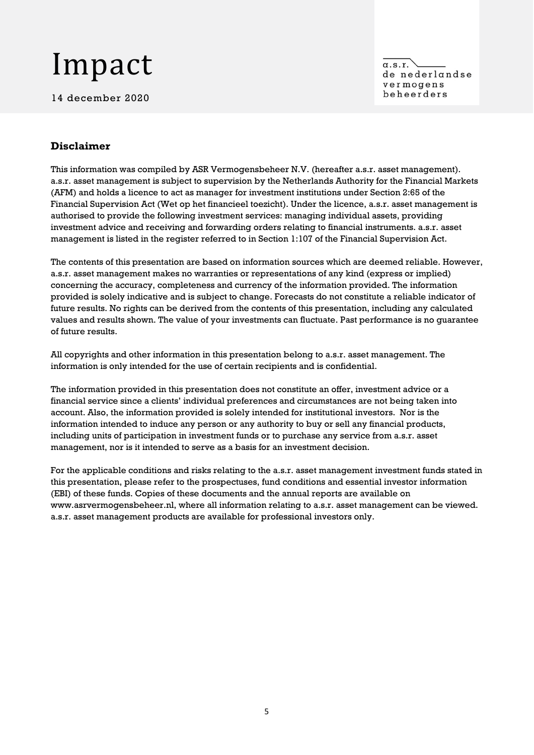# Impact

14 december 2020

a.s.r.
de nederlandse
vermogens
beheerders

## Disclaimer

This information was compiled by ASR Vermogensbeheer N.V. (hereafter a.s.r. asset management). a.s.r. asset management is subject to supervision by the Netherlands Authority for the Financial Markets (AFM) and holds a licence to act as manager for investment institutions under Section 2:65 of the Financial Supervision Act (Wet op het financieel toezicht). Under the licence, a.s.r. asset management is authorised to provide the following investment services: managing individual assets, providing investment advice and receiving and forwarding orders relating to financial instruments. a.s.r. asset management is listed in the register referred to in Section 1:107 of the Financial Supervision Act.

The contents of this presentation are based on information sources which are deemed reliable. However, a.s.r. asset management makes no warranties or representations of any kind (express or implied) concerning the accuracy, completeness and currency of the information provided. The information provided is solely indicative and is subject to change. Forecasts do not constitute a reliable indicator of future results. No rights can be derived from the contents of this presentation, including any calculated values and results shown. The value of your investments can fluctuate. Past performance is no guarantee of future results.

All copyrights and other information in this presentation belong to a.s.r. asset management. The information is only intended for the use of certain recipients and is confidential.

The information provided in this presentation does not constitute an offer, investment advice or a financial service since a clients' individual preferences and circumstances are not being taken into account. Also, the information provided is solely intended for institutional investors. Nor is the information intended to induce any person or any authority to buy or sell any financial products, including units of participation in investment funds or to purchase any service from a.s.r. asset management, nor is it intended to serve as a basis for an investment decision.

For the applicable conditions and risks relating to the a.s.r. asset management investment funds stated in this presentation, please refer to the prospectuses, fund conditions and essential investor information (EBI) of these funds. Copies of these documents and the annual reports are available on www.asrvermogensbeheer.nl, where all information relating to a.s.r. asset management can be viewed. a.s.r. asset management products are available for professional investors only.